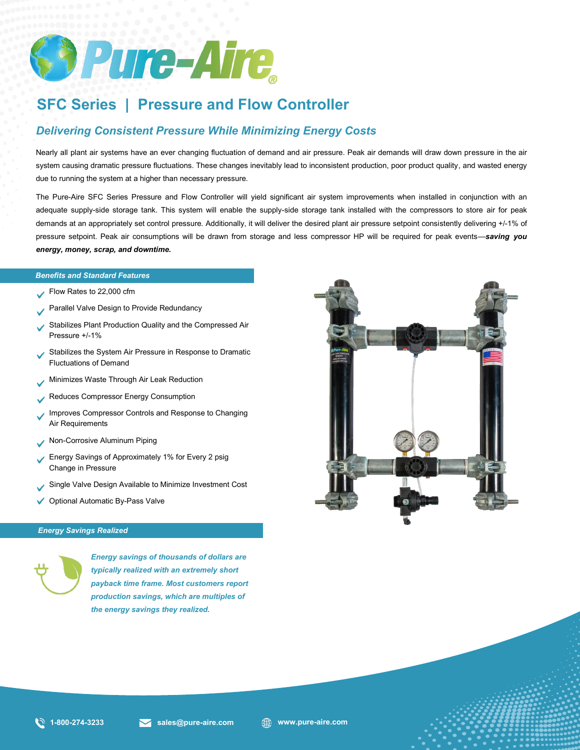# Pure-Aire®

## SFC Series | Pressure and Flow Controller

### *Delivering Consistent Pressure While Minimizing Energy Costs*

Nearly all plant air systems have an ever changing fluctuation of demand and air pressure. Peak air demands will draw down pressure in the air system causing dramatic pressure fluctuations. These changes inevitably lead to inconsistent production, poor product quality, and wasted energy due to running the system at a higher than necessary pressure.

The Pure-Aire SFC Series Pressure and Flow Controller will yield significant air system improvements when installed in conjunction with an adequate supply-side storage tank. This system will enable the supply-side storage tank installed with the compressors to store air for peak demands at an appropriately set control pressure. Additionally, it will deliver the desired plant air pressure setpoint consistently delivering +/-1% of pressure setpoint. Peak air consumptions will be drawn from storage and less compressor HP will be required for peak events—***saving you energy, money, scrap, and downtime.***

#### *Benefits and Standard Features*

- Flow Rates to 22,000 cfm
- Parallel Valve Design to Provide Redundancy
- Stabilizes Plant Production Quality and the Compressed Air Pressure +/-1%
- Stabilizes the System Air Pressure in Response to Dramatic Fluctuations of Demand
- Minimizes Waste Through Air Leak Reduction
- Reduces Compressor Energy Consumption
- Improves Compressor Controls and Response to Changing Air Requirements
- Non-Corrosive Aluminum Piping
- Energy Savings of Approximately 1% for Every 2 psig Change in Pressure
- Single Valve Design Available to Minimize Investment Cost
- Optional Automatic By-Pass Valve

#### *Energy Savings Realized*

***Energy savings of thousands of dollars are typically realized with an extremely short payback time frame. Most customers report production savings, which are multiples of the energy savings they realized.***

1-800-274-3233 | sales@pure-aire.com | www.pure-aire.com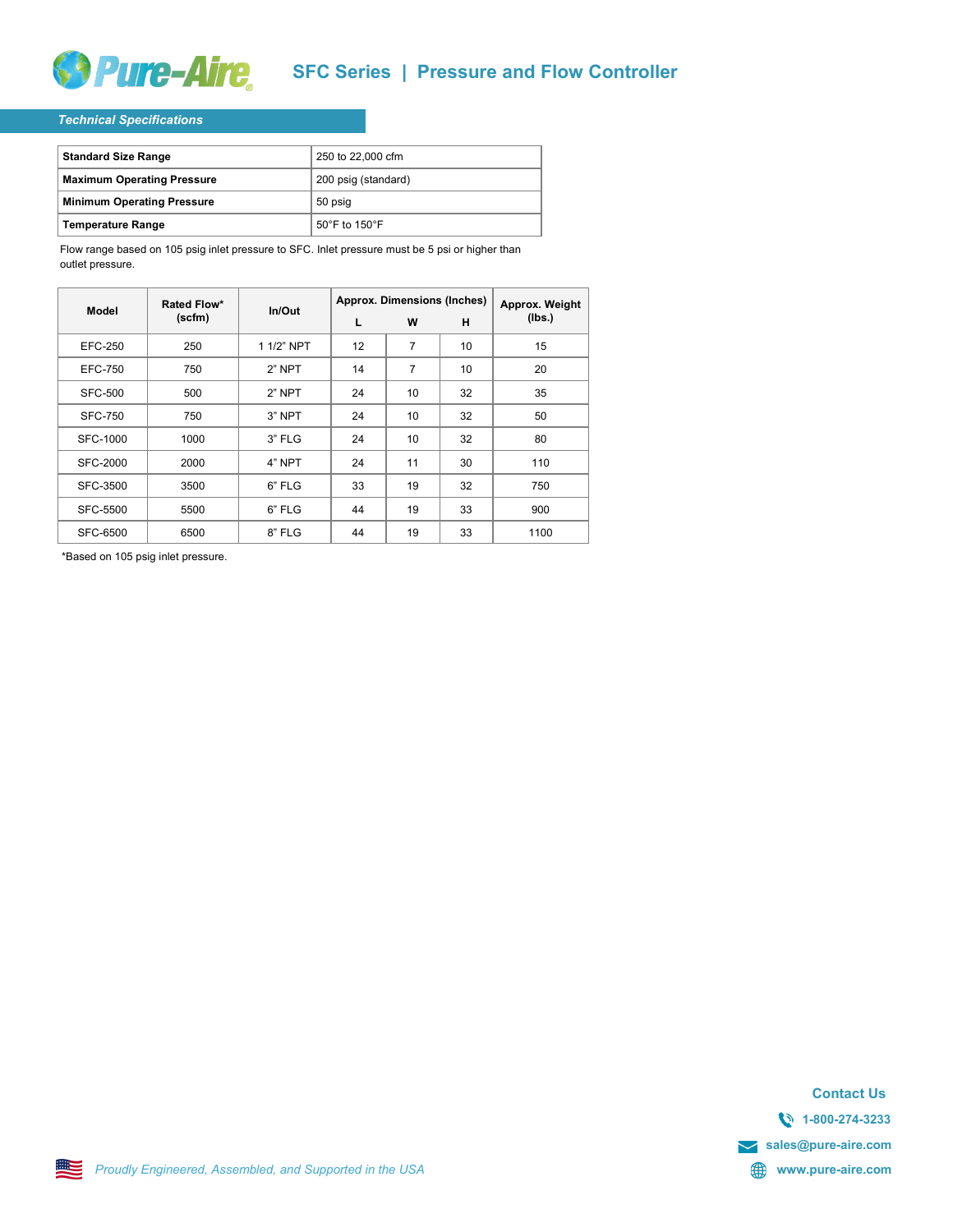# SFC Series | Pressure and Flow Controller

## Technical Specifications

| | |
|---|---|
| **Standard Size Range** | 250 to 22,000 cfm |
| **Maximum Operating Pressure** | 200 psig (standard) |
| **Minimum Operating Pressure** | 50 psig |
| **Temperature Range** | 50°F to 150°F |

Flow range based on 105 psig inlet pressure to SFC. Inlet pressure must be 5 psi or higher than outlet pressure.

| Model | Rated Flow* (scfm) | In/Out | Approx. Dimensions (Inches) | | | Approx. Weight (lbs.) |
|---|---|---|---|---|---|---|
| | | | L | W | H | |
| EFC-250 | 250 | 1 1/2" NPT | 12 | 7 | 10 | 15 |
| EFC-750 | 750 | 2" NPT | 14 | 7 | 10 | 20 |
| SFC-500 | 500 | 2" NPT | 24 | 10 | 32 | 35 |
| SFC-750 | 750 | 3" NPT | 24 | 10 | 32 | 50 |
| SFC-1000 | 1000 | 3" FLG | 24 | 10 | 32 | 80 |
| SFC-2000 | 2000 | 4" NPT | 24 | 11 | 30 | 110 |
| SFC-3500 | 3500 | 6" FLG | 33 | 19 | 32 | 750 |
| SFC-5500 | 5500 | 6" FLG | 44 | 19 | 33 | 900 |
| SFC-6500 | 6500 | 8" FLG | 44 | 19 | 33 | 1100 |

*Based on 105 psig inlet pressure.

*Proudly Engineered, Assembled, and Supported in the USA*

**Contact Us**

1-800-274-3233

sales@pure-aire.com

www.pure-aire.com